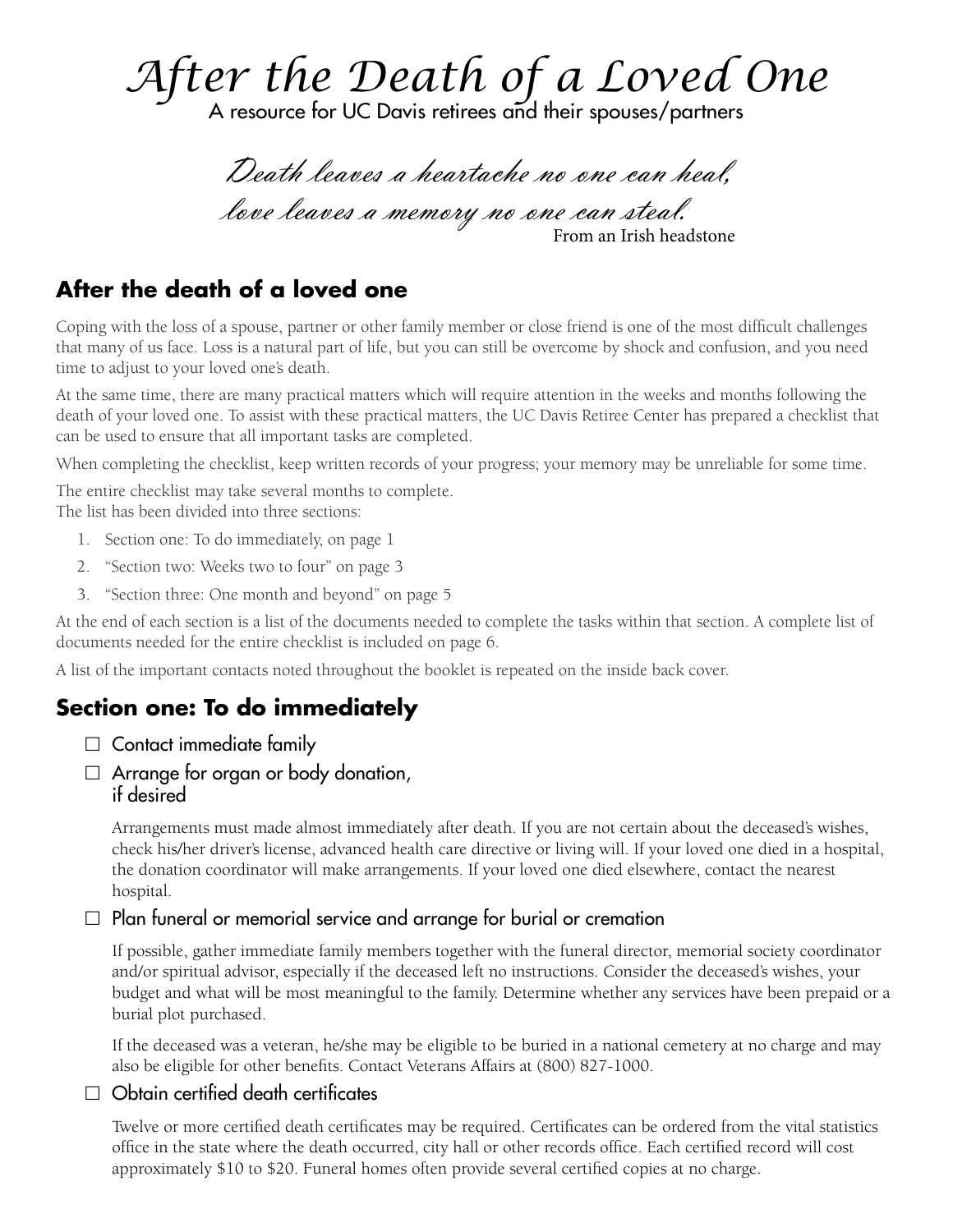# *After the Death of a Loved One*

A resource for UC Davis retirees and their spouses/partners

*Death leaves a heartache no one can heal,*
*love leaves a memory no one can steal.*

From an Irish headstone

## After the death of a loved one

Coping with the loss of a spouse, partner or other family member or close friend is one of the most difficult challenges that many of us face. Loss is a natural part of life, but you can still be overcome by shock and confusion, and you need time to adjust to your loved one's death.

At the same time, there are many practical matters which will require attention in the weeks and months following the death of your loved one. To assist with these practical matters, the UC Davis Retiree Center has prepared a checklist that can be used to ensure that all important tasks are completed.

When completing the checklist, keep written records of your progress; your memory may be unreliable for some time.

The entire checklist may take several months to complete.
The list has been divided into three sections:

1. Section one: To do immediately, on page 1
2. "Section two: Weeks two to four" on page 3
3. "Section three: One month and beyond" on page 5

At the end of each section is a list of the documents needed to complete the tasks within that section. A complete list of documents needed for the entire checklist is included on page 6.

A list of the important contacts noted throughout the booklet is repeated on the inside back cover.

## Section one: To do immediately

- ☐ Contact immediate family
- ☐ Arrange for organ or body donation, if desired

  Arrangements must made almost immediately after death. If you are not certain about the deceased's wishes, check his/her driver's license, advanced health care directive or living will. If your loved one died in a hospital, the donation coordinator will make arrangements. If your loved one died elsewhere, contact the nearest hospital.

- ☐ Plan funeral or memorial service and arrange for burial or cremation

  If possible, gather immediate family members together with the funeral director, memorial society coordinator and/or spiritual advisor, especially if the deceased left no instructions. Consider the deceased's wishes, your budget and what will be most meaningful to the family. Determine whether any services have been prepaid or a burial plot purchased.

  If the deceased was a veteran, he/she may be eligible to be buried in a national cemetery at no charge and may also be eligible for other benefits. Contact Veterans Affairs at (800) 827-1000.

- ☐ Obtain certified death certificates

  Twelve or more certified death certificates may be required. Certificates can be ordered from the vital statistics office in the state where the death occurred, city hall or other records office. Each certified record will cost approximately $10 to $20. Funeral homes often provide several certified copies at no charge.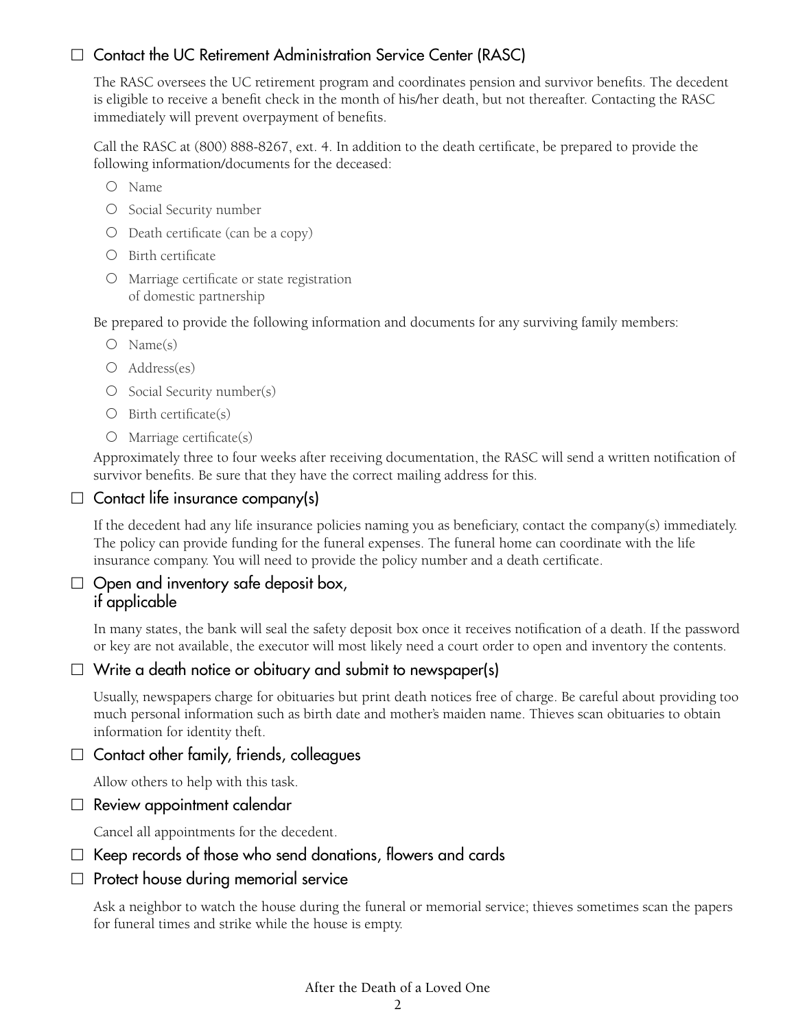## ☐ Contact the UC Retirement Administration Service Center (RASC)

The RASC oversees the UC retirement program and coordinates pension and survivor benefits. The decedent is eligible to receive a benefit check in the month of his/her death, but not thereafter. Contacting the RASC immediately will prevent overpayment of benefits.

Call the RASC at (800) 888-8267, ext. 4. In addition to the death certificate, be prepared to provide the following information/documents for the deceased:

- Name
- Social Security number
- Death certificate (can be a copy)
- Birth certificate
- Marriage certificate or state registration of domestic partnership

Be prepared to provide the following information and documents for any surviving family members:

- Name(s)
- Address(es)
- Social Security number(s)
- Birth certificate(s)
- Marriage certificate(s)

Approximately three to four weeks after receiving documentation, the RASC will send a written notification of survivor benefits. Be sure that they have the correct mailing address for this.

## ☐ Contact life insurance company(s)

If the decedent had any life insurance policies naming you as beneficiary, contact the company(s) immediately. The policy can provide funding for the funeral expenses. The funeral home can coordinate with the life insurance company. You will need to provide the policy number and a death certificate.

## ☐ Open and inventory safe deposit box, if applicable

In many states, the bank will seal the safety deposit box once it receives notification of a death. If the password or key are not available, the executor will most likely need a court order to open and inventory the contents.

## ☐ Write a death notice or obituary and submit to newspaper(s)

Usually, newspapers charge for obituaries but print death notices free of charge. Be careful about providing too much personal information such as birth date and mother's maiden name. Thieves scan obituaries to obtain information for identity theft.

## ☐ Contact other family, friends, colleagues

Allow others to help with this task.

## ☐ Review appointment calendar

Cancel all appointments for the decedent.

## ☐ Keep records of those who send donations, flowers and cards

## ☐ Protect house during memorial service

Ask a neighbor to watch the house during the funeral or memorial service; thieves sometimes scan the papers for funeral times and strike while the house is empty.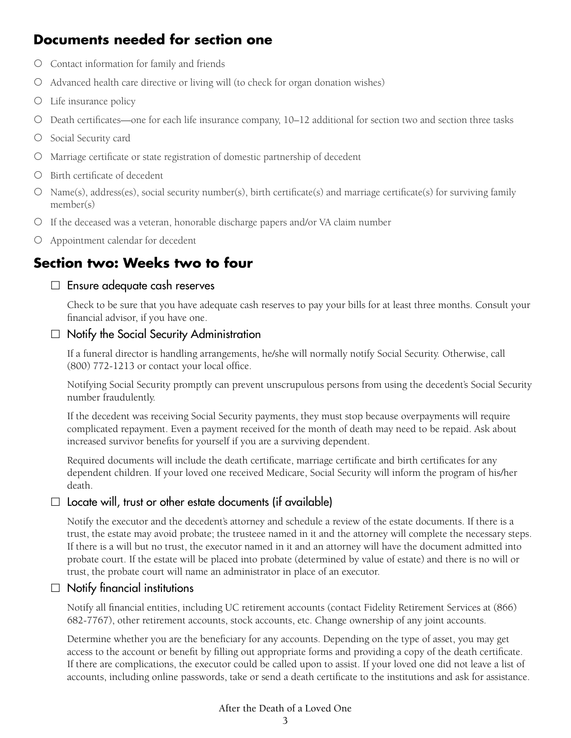## Documents needed for section one

- Contact information for family and friends
- Advanced health care directive or living will (to check for organ donation wishes)
- Life insurance policy
- Death certificates—one for each life insurance company, 10–12 additional for section two and section three tasks
- Social Security card
- Marriage certificate or state registration of domestic partnership of decedent
- Birth certificate of decedent
- Name(s), address(es), social security number(s), birth certificate(s) and marriage certificate(s) for surviving family member(s)
- If the deceased was a veteran, honorable discharge papers and/or VA claim number
- Appointment calendar for decedent

## Section two: Weeks two to four

### ☐ Ensure adequate cash reserves

Check to be sure that you have adequate cash reserves to pay your bills for at least three months. Consult your financial advisor, if you have one.

### ☐ Notify the Social Security Administration

If a funeral director is handling arrangements, he/she will normally notify Social Security. Otherwise, call (800) 772-1213 or contact your local office.

Notifying Social Security promptly can prevent unscrupulous persons from using the decedent's Social Security number fraudulently.

If the decedent was receiving Social Security payments, they must stop because overpayments will require complicated repayment. Even a payment received for the month of death may need to be repaid. Ask about increased survivor benefits for yourself if you are a surviving dependent.

Required documents will include the death certificate, marriage certificate and birth certificates for any dependent children. If your loved one received Medicare, Social Security will inform the program of his/her death.

### ☐ Locate will, trust or other estate documents (if available)

Notify the executor and the decedent's attorney and schedule a review of the estate documents. If there is a trust, the estate may avoid probate; the trusteee named in it and the attorney will complete the necessary steps. If there is a will but no trust, the executor named in it and an attorney will have the document admitted into probate court. If the estate will be placed into probate (determined by value of estate) and there is no will or trust, the probate court will name an administrator in place of an executor.

### ☐ Notify financial institutions

Notify all financial entities, including UC retirement accounts (contact Fidelity Retirement Services at (866) 682-7767), other retirement accounts, stock accounts, etc. Change ownership of any joint accounts.

Determine whether you are the beneficiary for any accounts. Depending on the type of asset, you may get access to the account or benefit by filling out appropriate forms and providing a copy of the death certificate. If there are complications, the executor could be called upon to assist. If your loved one did not leave a list of accounts, including online passwords, take or send a death certificate to the institutions and ask for assistance.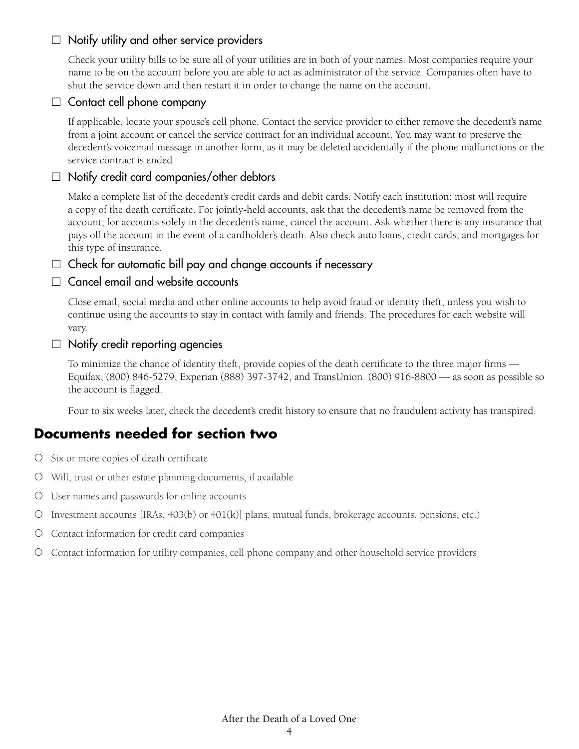☐ Notify utility and other service providers

Check your utility bills to be sure all of your utilities are in both of your names. Most companies require your name to be on the account before you are able to act as administrator of the service. Companies often have to shut the service down and then restart it in order to change the name on the account.

☐ Contact cell phone company

If applicable, locate your spouse's cell phone. Contact the service provider to either remove the decedent's name from a joint account or cancel the service contract for an individual account. You may want to preserve the decedent's voicemail message in another form, as it may be deleted accidentally if the phone malfunctions or the service contract is ended.

☐ Notify credit card companies/other debtors

Make a complete list of the decedent's credit cards and debit cards. Notify each institution; most will require a copy of the death certificate. For jointly-held accounts, ask that the decedent's name be removed from the account; for accounts solely in the decedent's name, cancel the account. Ask whether there is any insurance that pays off the account in the event of a cardholder's death. Also check auto loans, credit cards, and mortgages for this type of insurance.

☐ Check for automatic bill pay and change accounts if necessary

☐ Cancel email and website accounts

Close email, social media and other online accounts to help avoid fraud or identity theft, unless you wish to continue using the accounts to stay in contact with family and friends. The procedures for each website will vary.

☐ Notify credit reporting agencies

To minimize the chance of identity theft, provide copies of the death certificate to the three major firms — Equifax, (800) 846-5279, Experian (888) 397-3742, and TransUnion (800) 916-8800 — as soon as possible so the account is flagged.

Four to six weeks later, check the decedent's credit history to ensure that no fraudulent activity has transpired.

## Documents needed for section two

- Six or more copies of death certificate
- Will, trust or other estate planning documents, if available
- User names and passwords for online accounts
- Investment accounts [IRAs, 403(b) or 401(k)] plans, mutual funds, brokerage accounts, pensions, etc.)
- Contact information for credit card companies
- Contact information for utility companies, cell phone company and other household service providers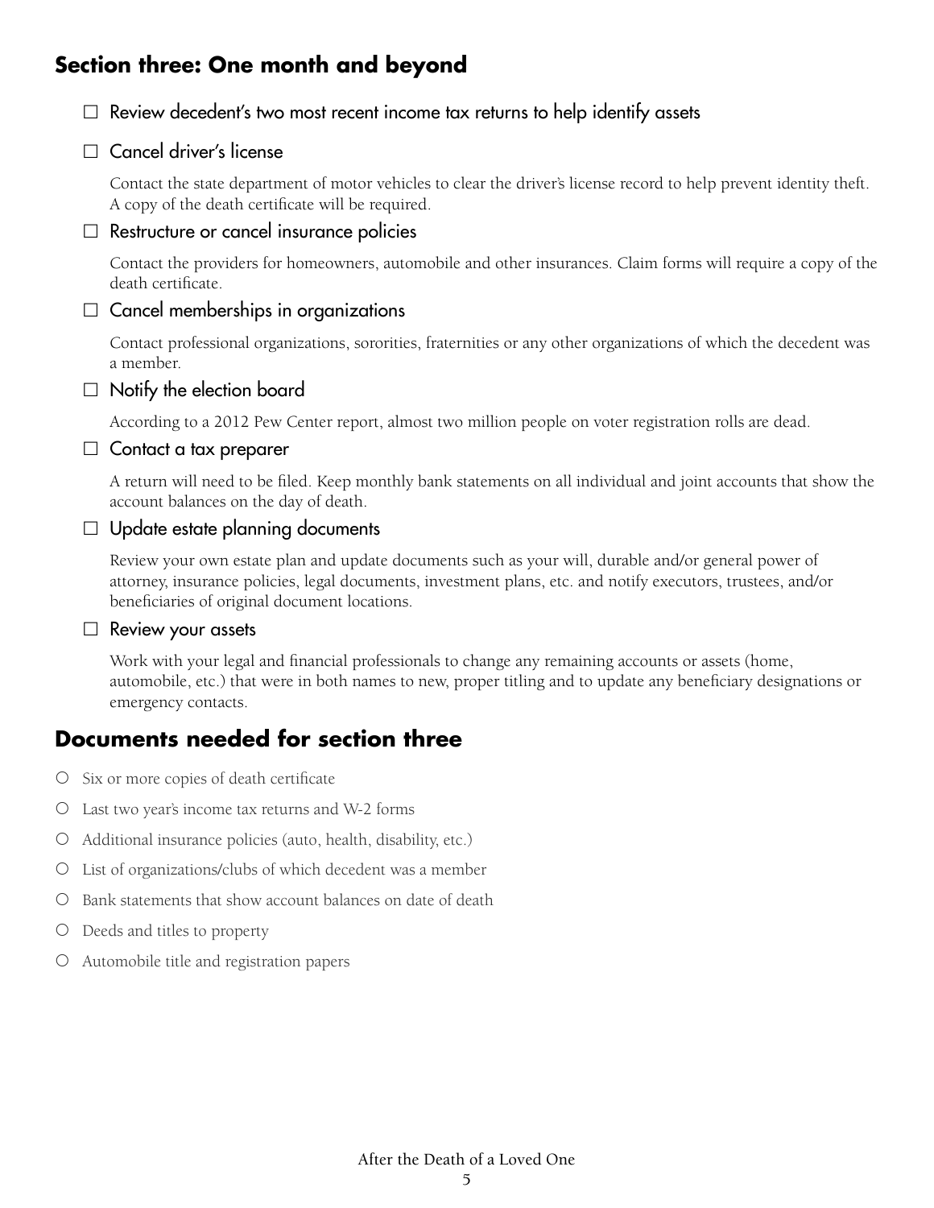## Section three: One month and beyond

- ☐ Review decedent's two most recent income tax returns to help identify assets

- ☐ Cancel driver's license

  Contact the state department of motor vehicles to clear the driver's license record to help prevent identity theft. A copy of the death certificate will be required.

- ☐ Restructure or cancel insurance policies

  Contact the providers for homeowners, automobile and other insurances. Claim forms will require a copy of the death certificate.

- ☐ Cancel memberships in organizations

  Contact professional organizations, sororities, fraternities or any other organizations of which the decedent was a member.

- ☐ Notify the election board

  According to a 2012 Pew Center report, almost two million people on voter registration rolls are dead.

- ☐ Contact a tax preparer

  A return will need to be filed. Keep monthly bank statements on all individual and joint accounts that show the account balances on the day of death.

- ☐ Update estate planning documents

  Review your own estate plan and update documents such as your will, durable and/or general power of attorney, insurance policies, legal documents, investment plans, etc. and notify executors, trustees, and/or beneficiaries of original document locations.

- ☐ Review your assets

  Work with your legal and financial professionals to change any remaining accounts or assets (home, automobile, etc.) that were in both names to new, proper titling and to update any beneficiary designations or emergency contacts.

## Documents needed for section three

- ○ Six or more copies of death certificate
- ○ Last two year's income tax returns and W-2 forms
- ○ Additional insurance policies (auto, health, disability, etc.)
- ○ List of organizations/clubs of which decedent was a member
- ○ Bank statements that show account balances on date of death
- ○ Deeds and titles to property
- ○ Automobile title and registration papers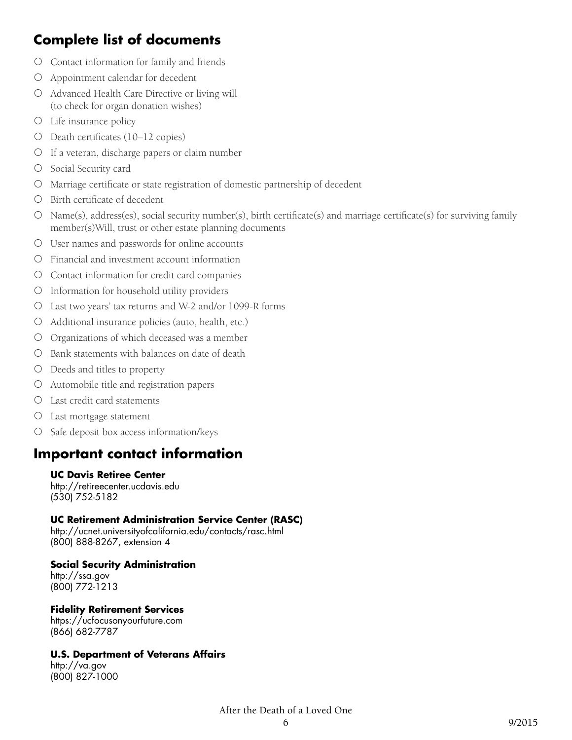## Complete list of documents

- ○ Contact information for family and friends
- ○ Appointment calendar for decedent
- ○ Advanced Health Care Directive or living will (to check for organ donation wishes)
- ○ Life insurance policy
- ○ Death certificates (10–12 copies)
- ○ If a veteran, discharge papers or claim number
- ○ Social Security card
- ○ Marriage certificate or state registration of domestic partnership of decedent
- ○ Birth certificate of decedent
- ○ Name(s), address(es), social security number(s), birth certificate(s) and marriage certificate(s) for surviving family member(s)Will, trust or other estate planning documents
- ○ User names and passwords for online accounts
- ○ Financial and investment account information
- ○ Contact information for credit card companies
- ○ Information for household utility providers
- ○ Last two years' tax returns and W-2 and/or 1099-R forms
- ○ Additional insurance policies (auto, health, etc.)
- ○ Organizations of which deceased was a member
- ○ Bank statements with balances on date of death
- ○ Deeds and titles to property
- ○ Automobile title and registration papers
- ○ Last credit card statements
- ○ Last mortgage statement
- ○ Safe deposit box access information/keys

## Important contact information

**UC Davis Retiree Center**
http://retireecenter.ucdavis.edu
(530) 752-5182

**UC Retirement Administration Service Center (RASC)**
http://ucnet.universityofcalifornia.edu/contacts/rasc.html
(800) 888-8267, extension 4

**Social Security Administration**
http://ssa.gov
(800) 772-1213

**Fidelity Retirement Services**
https://ucfocusonyourfuture.com
(866) 682-7787

**U.S. Department of Veterans Affairs**
http://va.gov
(800) 827-1000